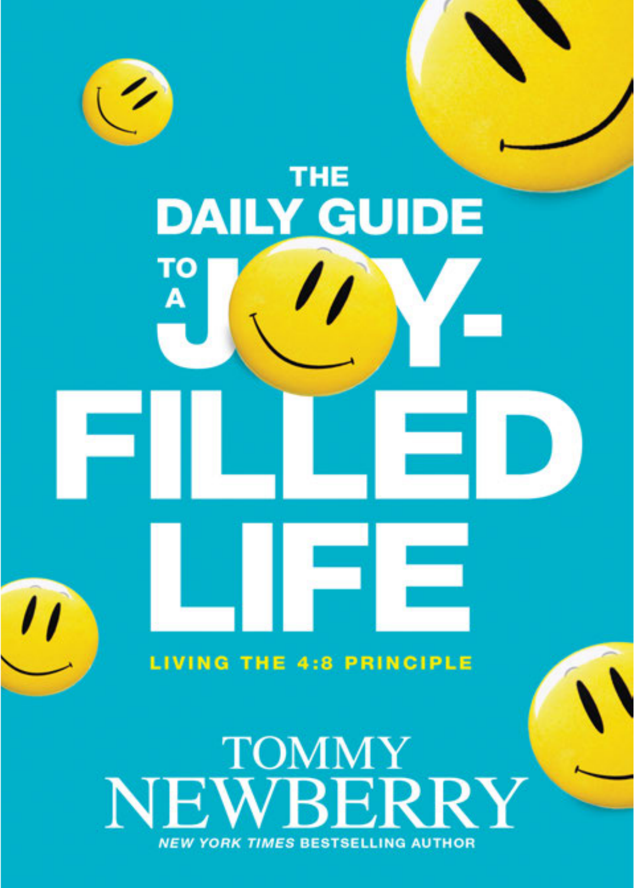# THE DAILY GUIDE TO A JOY-FILLED LIFE

**LIVING THE 4:8 PRINCIPLE**

TOMMY NEWBERRY

***NEW YORK TIMES* BESTSELLING AUTHOR**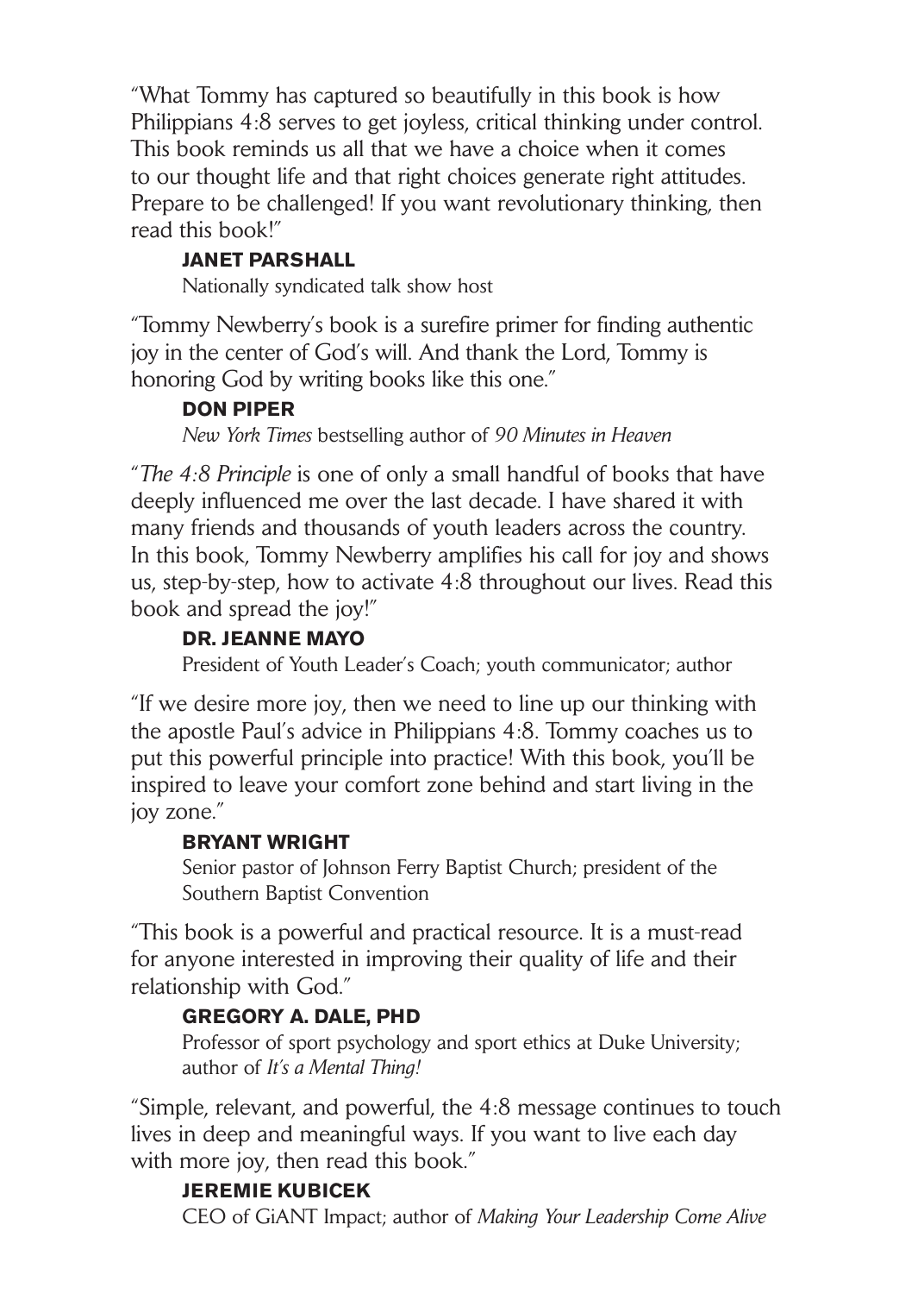"What Tommy has captured so beautifully in this book is how Philippians 4:8 serves to get joyless, critical thinking under control. This book reminds us all that we have a choice when it comes to our thought life and that right choices generate right attitudes. Prepare to be challenged! If you want revolutionary thinking, then read this book!"

**JANET PARSHALL**
Nationally syndicated talk show host

"Tommy Newberry's book is a surefire primer for finding authentic joy in the center of God's will. And thank the Lord, Tommy is honoring God by writing books like this one."

**DON PIPER**
*New York Times* bestselling author of *90 Minutes in Heaven*

"*The 4:8 Principle* is one of only a small handful of books that have deeply influenced me over the last decade. I have shared it with many friends and thousands of youth leaders across the country. In this book, Tommy Newberry amplifies his call for joy and shows us, step-by-step, how to activate 4:8 throughout our lives. Read this book and spread the joy!"

**DR. JEANNE MAYO**
President of Youth Leader's Coach; youth communicator; author

"If we desire more joy, then we need to line up our thinking with the apostle Paul's advice in Philippians 4:8. Tommy coaches us to put this powerful principle into practice! With this book, you'll be inspired to leave your comfort zone behind and start living in the joy zone."

**BRYANT WRIGHT**
Senior pastor of Johnson Ferry Baptist Church; president of the Southern Baptist Convention

"This book is a powerful and practical resource. It is a must-read for anyone interested in improving their quality of life and their relationship with God."

**GREGORY A. DALE, PHD**
Professor of sport psychology and sport ethics at Duke University; author of *It's a Mental Thing!*

"Simple, relevant, and powerful, the 4:8 message continues to touch lives in deep and meaningful ways. If you want to live each day with more joy, then read this book."

**JEREMIE KUBICEK**
CEO of GiANT Impact; author of *Making Your Leadership Come Alive*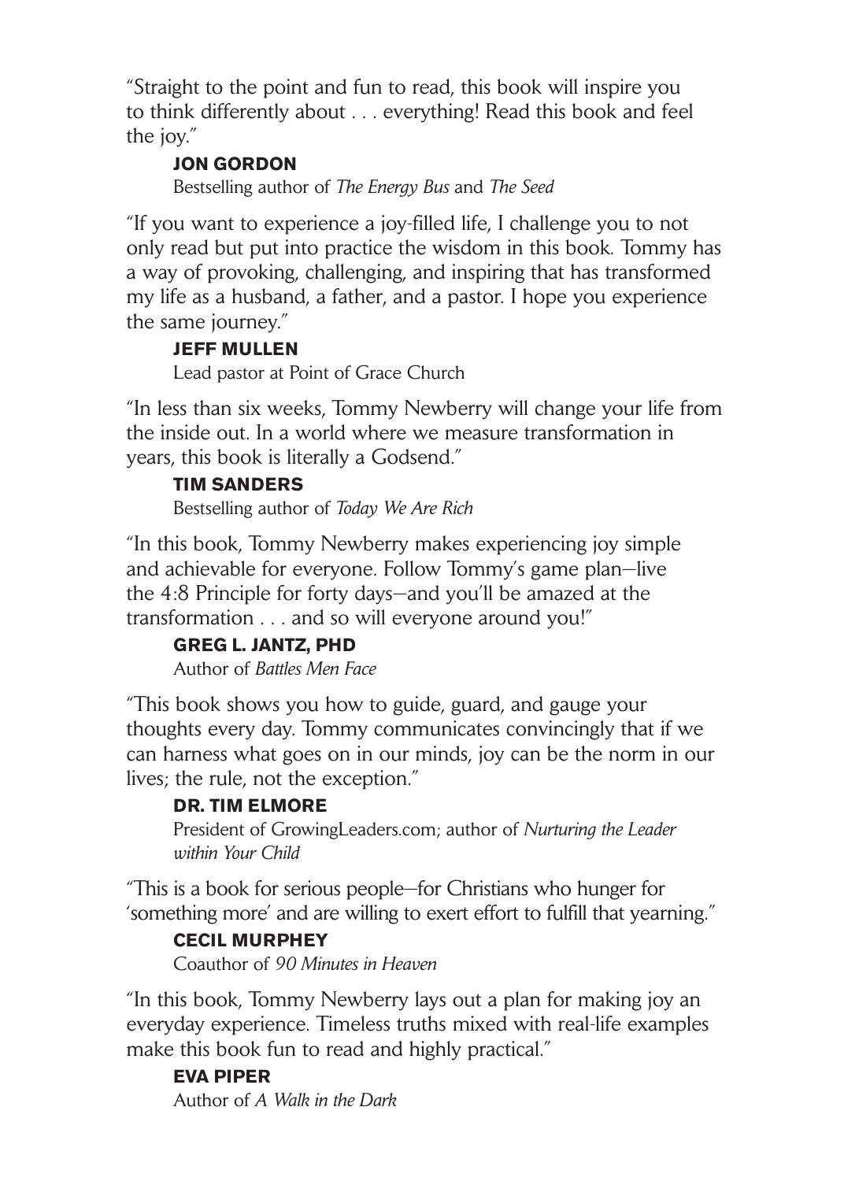"Straight to the point and fun to read, this book will inspire you to think differently about . . . everything! Read this book and feel the joy."

**JON GORDON**
Bestselling author of *The Energy Bus* and *The Seed*

"If you want to experience a joy-filled life, I challenge you to not only read but put into practice the wisdom in this book. Tommy has a way of provoking, challenging, and inspiring that has transformed my life as a husband, a father, and a pastor. I hope you experience the same journey."

**JEFF MULLEN**
Lead pastor at Point of Grace Church

"In less than six weeks, Tommy Newberry will change your life from the inside out. In a world where we measure transformation in years, this book is literally a Godsend."

**TIM SANDERS**
Bestselling author of *Today We Are Rich*

"In this book, Tommy Newberry makes experiencing joy simple and achievable for everyone. Follow Tommy's game plan—live the 4:8 Principle for forty days—and you'll be amazed at the transformation . . . and so will everyone around you!"

**GREG L. JANTZ, PHD**
Author of *Battles Men Face*

"This book shows you how to guide, guard, and gauge your thoughts every day. Tommy communicates convincingly that if we can harness what goes on in our minds, joy can be the norm in our lives; the rule, not the exception."

**DR. TIM ELMORE**
President of GrowingLeaders.com; author of *Nurturing the Leader within Your Child*

"This is a book for serious people—for Christians who hunger for 'something more' and are willing to exert effort to fulfill that yearning."

**CECIL MURPHEY**
Coauthor of *90 Minutes in Heaven*

"In this book, Tommy Newberry lays out a plan for making joy an everyday experience. Timeless truths mixed with real-life examples make this book fun to read and highly practical."

**EVA PIPER**
Author of *A Walk in the Dark*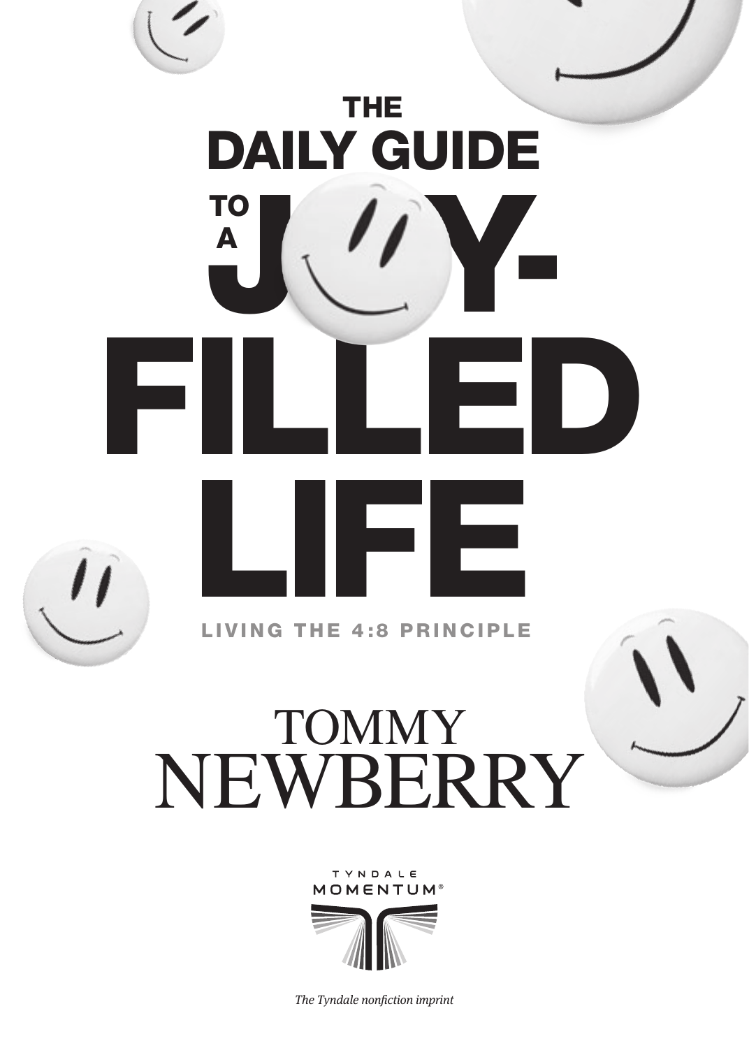# THE DAILY GUIDE TO A JOY-FILLED LIFE

LIVING THE 4:8 PRINCIPLE

TOMMY NEWBERRY

TYNDALE MOMENTUM®

*The Tyndale nonfiction imprint*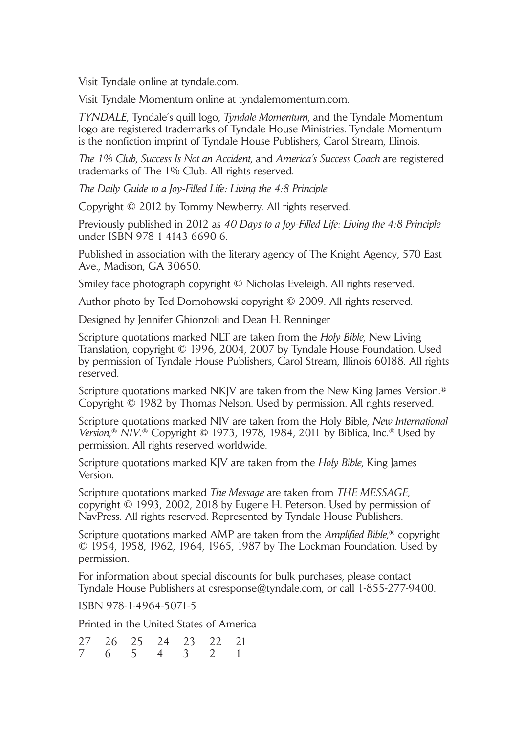Visit Tyndale online at tyndale.com.

Visit Tyndale Momentum online at tyndalemomentum.com.

*TYNDALE*, Tyndale's quill logo, *Tyndale Momentum*, and the Tyndale Momentum logo are registered trademarks of Tyndale House Ministries. Tyndale Momentum is the nonfiction imprint of Tyndale House Publishers, Carol Stream, Illinois.

*The 1% Club*, *Success Is Not an Accident*, and *America's Success Coach* are registered trademarks of The 1% Club. All rights reserved.

*The Daily Guide to a Joy-Filled Life: Living the 4:8 Principle*

Copyright © 2012 by Tommy Newberry. All rights reserved.

Previously published in 2012 as *40 Days to a Joy-Filled Life: Living the 4:8 Principle* under ISBN 978-1-4143-6690-6.

Published in association with the literary agency of The Knight Agency, 570 East Ave., Madison, GA 30650.

Smiley face photograph copyright © Nicholas Eveleigh. All rights reserved.

Author photo by Ted Domohowski copyright © 2009. All rights reserved.

Designed by Jennifer Ghionzoli and Dean H. Renninger

Scripture quotations marked NLT are taken from the *Holy Bible*, New Living Translation, copyright © 1996, 2004, 2007 by Tyndale House Foundation. Used by permission of Tyndale House Publishers, Carol Stream, Illinois 60188. All rights reserved.

Scripture quotations marked NKJV are taken from the New King James Version.® Copyright © 1982 by Thomas Nelson. Used by permission. All rights reserved.

Scripture quotations marked NIV are taken from the Holy Bible, *New International Version*,® *NIV*.® Copyright © 1973, 1978, 1984, 2011 by Biblica, Inc.® Used by permission. All rights reserved worldwide.

Scripture quotations marked KJV are taken from the *Holy Bible*, King James Version.

Scripture quotations marked *The Message* are taken from *THE MESSAGE*, copyright © 1993, 2002, 2018 by Eugene H. Peterson. Used by permission of NavPress. All rights reserved. Represented by Tyndale House Publishers.

Scripture quotations marked AMP are taken from the *Amplified Bible*,® copyright © 1954, 1958, 1962, 1964, 1965, 1987 by The Lockman Foundation. Used by permission.

For information about special discounts for bulk purchases, please contact Tyndale House Publishers at csresponse@tyndale.com, or call 1-855-277-9400.

ISBN 978-1-4964-5071-5

Printed in the United States of America

27 26 25 24 23 22 21
7 6 5 4 3 2 1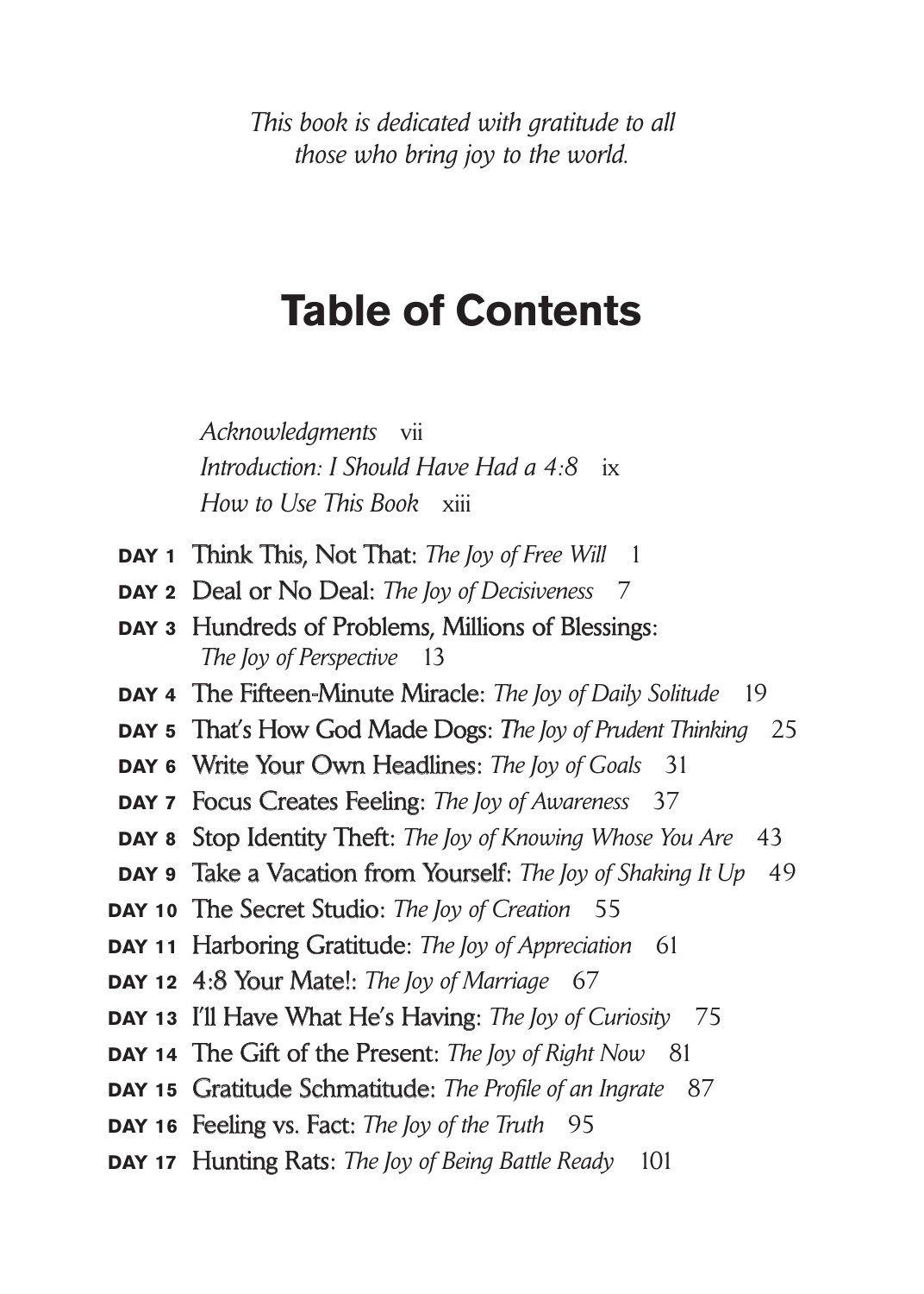*This book is dedicated with gratitude to all those who bring joy to the world.*

# Table of Contents

*Acknowledgments* vii

*Introduction: I Should Have Had a 4:8* ix

*How to Use This Book* xiii

**DAY 1** Think This, Not That: *The Joy of Free Will* 1

**DAY 2** Deal or No Deal: *The Joy of Decisiveness* 7

**DAY 3** Hundreds of Problems, Millions of Blessings: *The Joy of Perspective* 13

**DAY 4** The Fifteen-Minute Miracle: *The Joy of Daily Solitude* 19

**DAY 5** That's How God Made Dogs: *The Joy of Prudent Thinking* 25

**DAY 6** Write Your Own Headlines: *The Joy of Goals* 31

**DAY 7** Focus Creates Feeling: *The Joy of Awareness* 37

**DAY 8** Stop Identity Theft: *The Joy of Knowing Whose You Are* 43

**DAY 9** Take a Vacation from Yourself: *The Joy of Shaking It Up* 49

**DAY 10** The Secret Studio: *The Joy of Creation* 55

**DAY 11** Harboring Gratitude: *The Joy of Appreciation* 61

**DAY 12** 4:8 Your Mate!: *The Joy of Marriage* 67

**DAY 13** I'll Have What He's Having: *The Joy of Curiosity* 75

**DAY 14** The Gift of the Present: *The Joy of Right Now* 81

**DAY 15** Gratitude Schmatitude: *The Profile of an Ingrate* 87

**DAY 16** Feeling vs. Fact: *The Joy of the Truth* 95

**DAY 17** Hunting Rats: *The Joy of Being Battle Ready* 101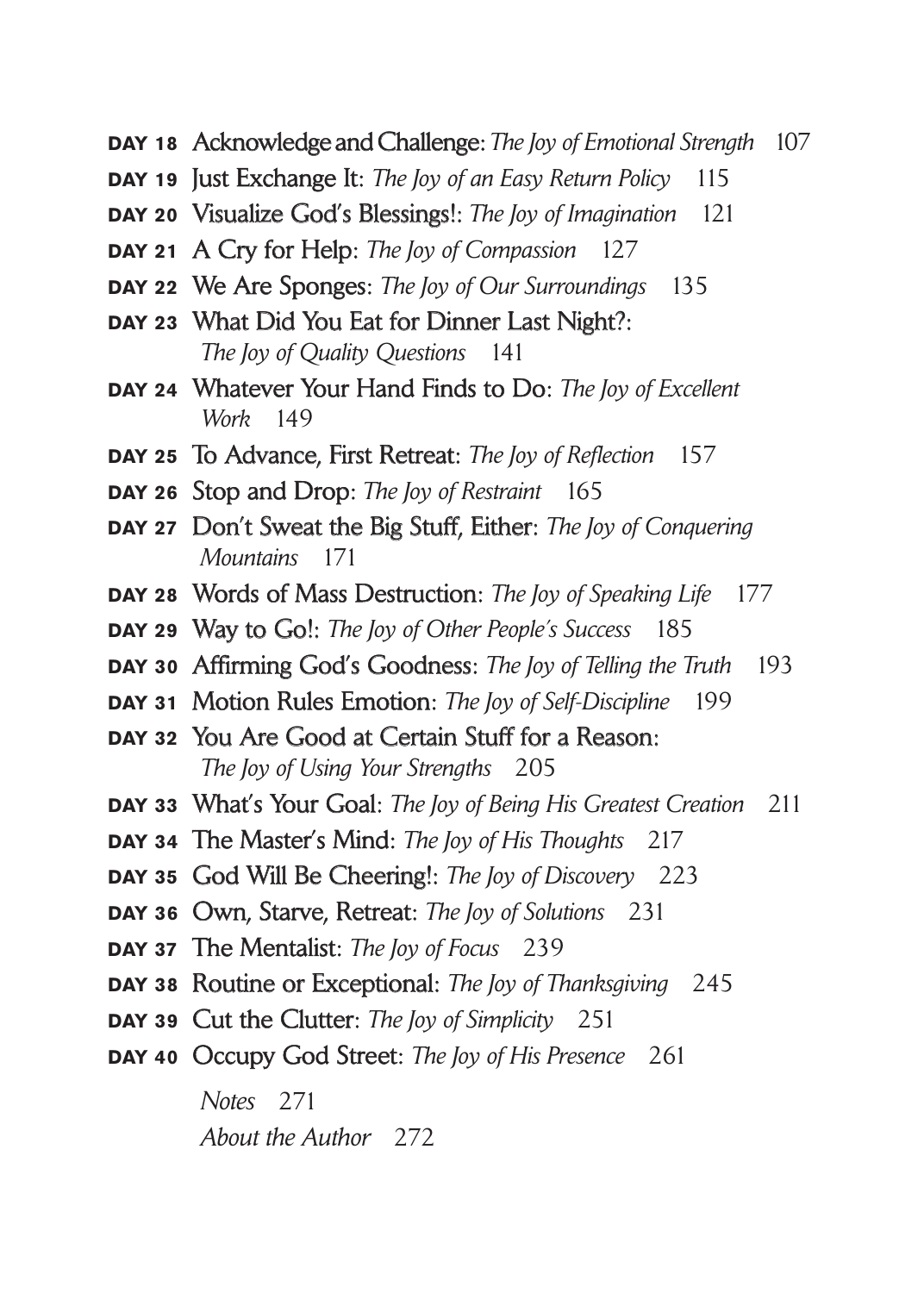**DAY 18** Acknowledge and Challenge: *The Joy of Emotional Strength* 107

**DAY 19** Just Exchange It: *The Joy of an Easy Return Policy* 115

**DAY 20** Visualize God's Blessings!: *The Joy of Imagination* 121

**DAY 21** A Cry for Help: *The Joy of Compassion* 127

**DAY 22** We Are Sponges: *The Joy of Our Surroundings* 135

**DAY 23** What Did You Eat for Dinner Last Night?: *The Joy of Quality Questions* 141

**DAY 24** Whatever Your Hand Finds to Do: *The Joy of Excellent Work* 149

**DAY 25** To Advance, First Retreat: *The Joy of Reflection* 157

**DAY 26** Stop and Drop: *The Joy of Restraint* 165

**DAY 27** Don't Sweat the Big Stuff, Either: *The Joy of Conquering Mountains* 171

**DAY 28** Words of Mass Destruction: *The Joy of Speaking Life* 177

**DAY 29** Way to Go!: *The Joy of Other People's Success* 185

**DAY 30** Affirming God's Goodness: *The Joy of Telling the Truth* 193

**DAY 31** Motion Rules Emotion: *The Joy of Self-Discipline* 199

**DAY 32** You Are Good at Certain Stuff for a Reason: *The Joy of Using Your Strengths* 205

**DAY 33** What's Your Goal: *The Joy of Being His Greatest Creation* 211

**DAY 34** The Master's Mind: *The Joy of His Thoughts* 217

**DAY 35** God Will Be Cheering!: *The Joy of Discovery* 223

**DAY 36** Own, Starve, Retreat: *The Joy of Solutions* 231

**DAY 37** The Mentalist: *The Joy of Focus* 239

**DAY 38** Routine or Exceptional: *The Joy of Thanksgiving* 245

**DAY 39** Cut the Clutter: *The Joy of Simplicity* 251

**DAY 40** Occupy God Street: *The Joy of His Presence* 261

*Notes* 271

*About the Author* 272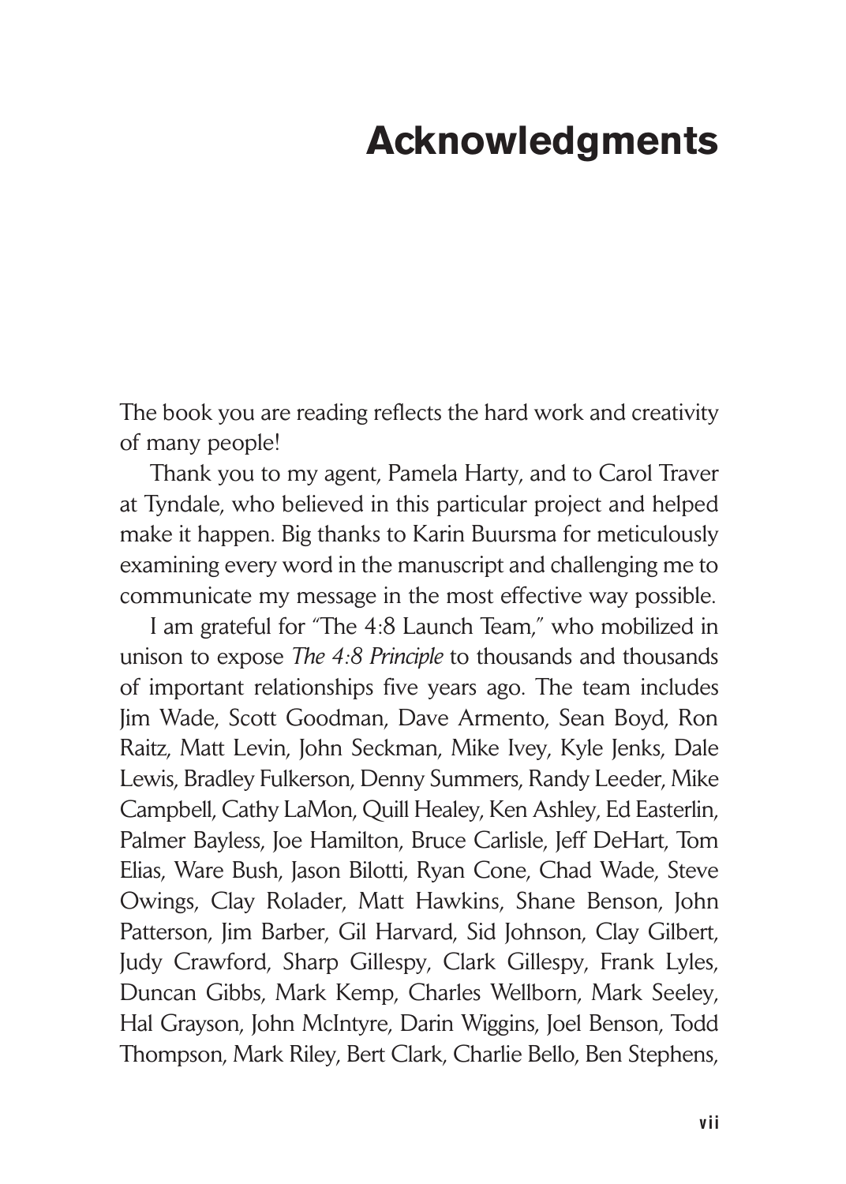# Acknowledgments

The book you are reading reflects the hard work and creativity of many people!

Thank you to my agent, Pamela Harty, and to Carol Traver at Tyndale, who believed in this particular project and helped make it happen. Big thanks to Karin Buursma for meticulously examining every word in the manuscript and challenging me to communicate my message in the most effective way possible.

I am grateful for "The 4:8 Launch Team," who mobilized in unison to expose *The 4:8 Principle* to thousands and thousands of important relationships five years ago. The team includes Jim Wade, Scott Goodman, Dave Armento, Sean Boyd, Ron Raitz, Matt Levin, John Seckman, Mike Ivey, Kyle Jenks, Dale Lewis, Bradley Fulkerson, Denny Summers, Randy Leeder, Mike Campbell, Cathy LaMon, Quill Healey, Ken Ashley, Ed Easterlin, Palmer Bayless, Joe Hamilton, Bruce Carlisle, Jeff DeHart, Tom Elias, Ware Bush, Jason Bilotti, Ryan Cone, Chad Wade, Steve Owings, Clay Rolader, Matt Hawkins, Shane Benson, John Patterson, Jim Barber, Gil Harvard, Sid Johnson, Clay Gilbert, Judy Crawford, Sharp Gillespy, Clark Gillespy, Frank Lyles, Duncan Gibbs, Mark Kemp, Charles Wellborn, Mark Seeley, Hal Grayson, John McIntyre, Darin Wiggins, Joel Benson, Todd Thompson, Mark Riley, Bert Clark, Charlie Bello, Ben Stephens,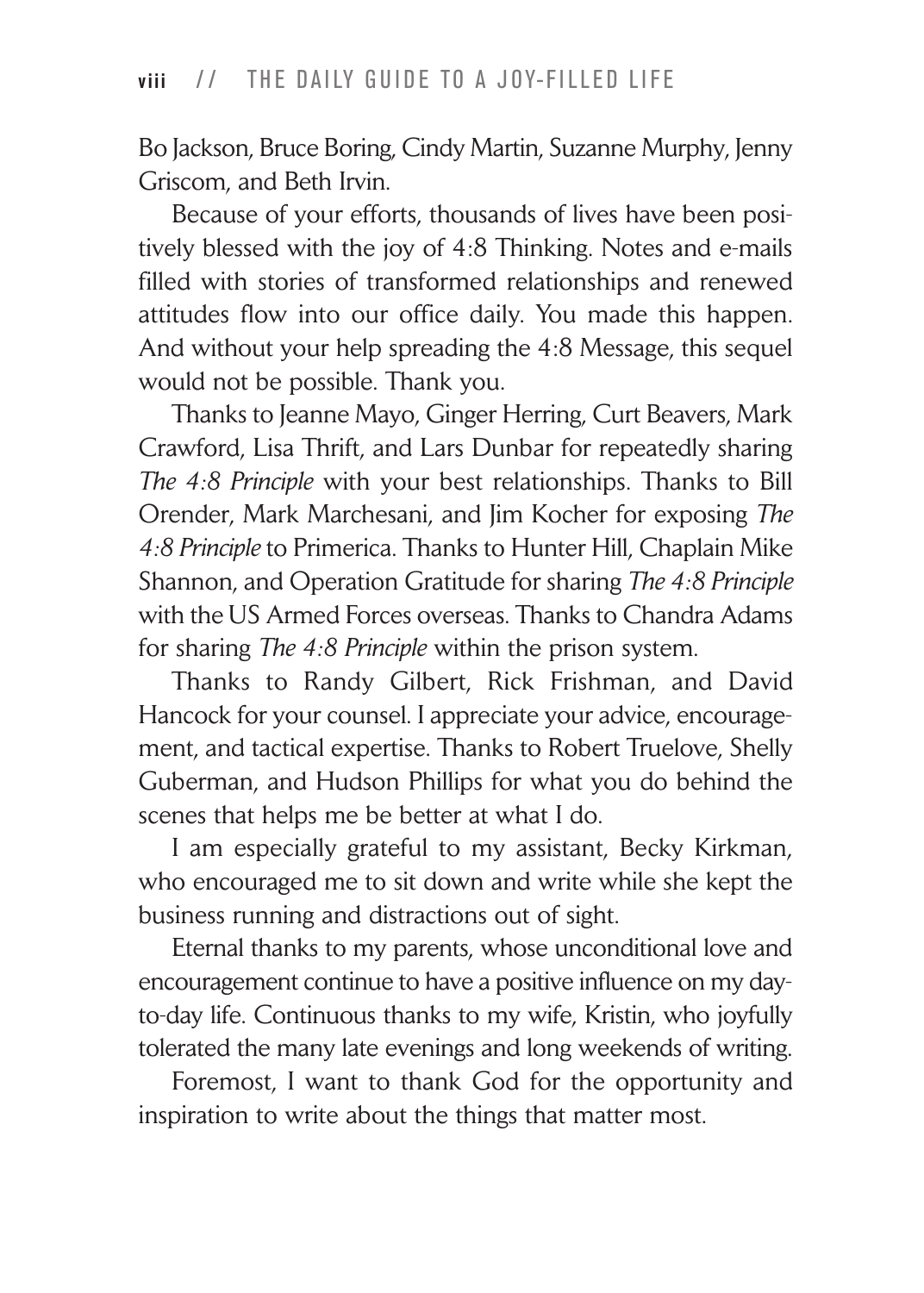Bo Jackson, Bruce Boring, Cindy Martin, Suzanne Murphy, Jenny Griscom, and Beth Irvin.

Because of your efforts, thousands of lives have been positively blessed with the joy of 4:8 Thinking. Notes and e-mails filled with stories of transformed relationships and renewed attitudes flow into our office daily. You made this happen. And without your help spreading the 4:8 Message, this sequel would not be possible. Thank you.

Thanks to Jeanne Mayo, Ginger Herring, Curt Beavers, Mark Crawford, Lisa Thrift, and Lars Dunbar for repeatedly sharing *The 4:8 Principle* with your best relationships. Thanks to Bill Orender, Mark Marchesani, and Jim Kocher for exposing *The 4:8 Principle* to Primerica. Thanks to Hunter Hill, Chaplain Mike Shannon, and Operation Gratitude for sharing *The 4:8 Principle* with the US Armed Forces overseas. Thanks to Chandra Adams for sharing *The 4:8 Principle* within the prison system.

Thanks to Randy Gilbert, Rick Frishman, and David Hancock for your counsel. I appreciate your advice, encouragement, and tactical expertise. Thanks to Robert Truelove, Shelly Guberman, and Hudson Phillips for what you do behind the scenes that helps me be better at what I do.

I am especially grateful to my assistant, Becky Kirkman, who encouraged me to sit down and write while she kept the business running and distractions out of sight.

Eternal thanks to my parents, whose unconditional love and encouragement continue to have a positive influence on my day-to-day life. Continuous thanks to my wife, Kristin, who joyfully tolerated the many late evenings and long weekends of writing.

Foremost, I want to thank God for the opportunity and inspiration to write about the things that matter most.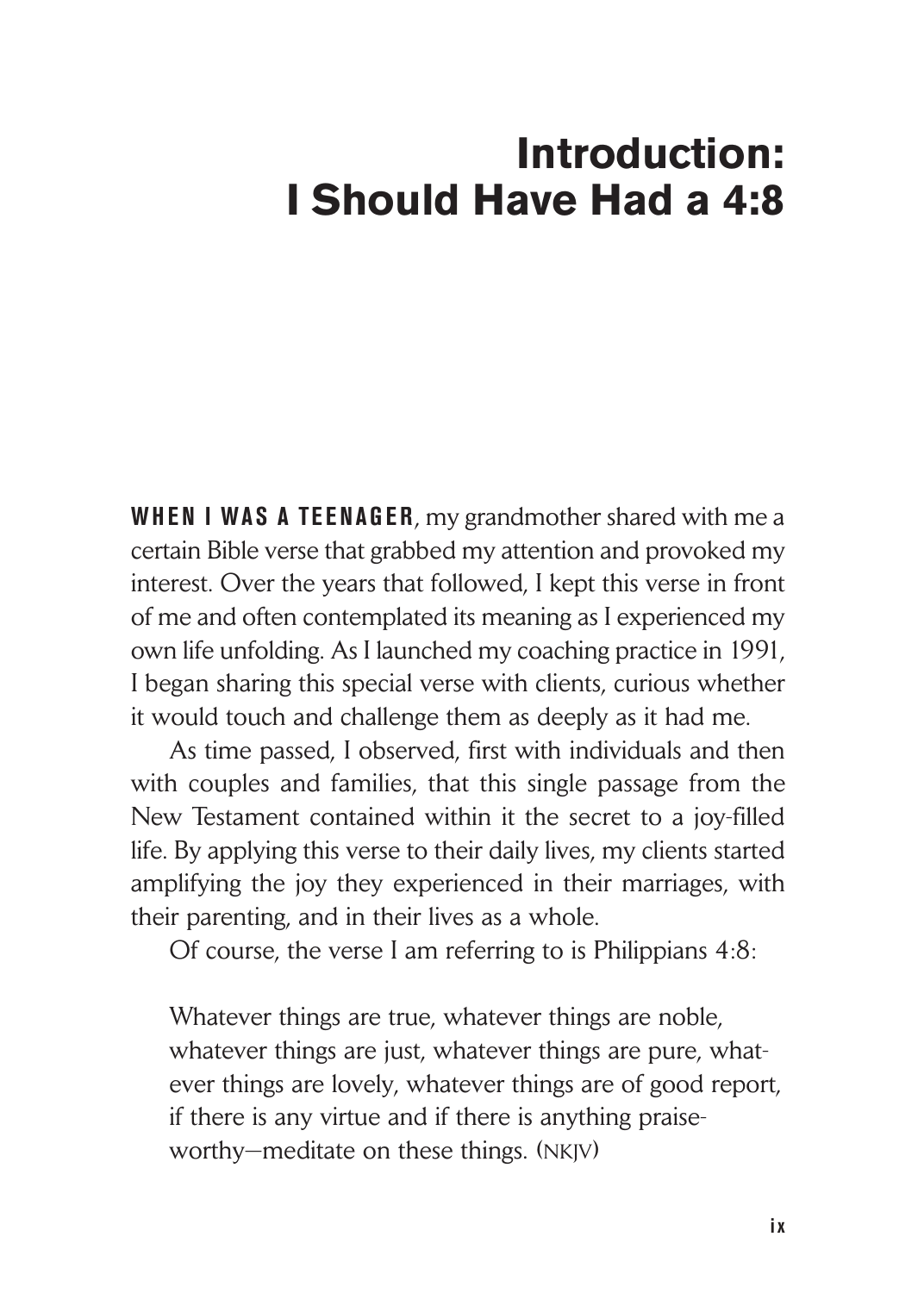# Introduction: I Should Have Had a 4:8

**WHEN I WAS A TEENAGER**, my grandmother shared with me a certain Bible verse that grabbed my attention and provoked my interest. Over the years that followed, I kept this verse in front of me and often contemplated its meaning as I experienced my own life unfolding. As I launched my coaching practice in 1991, I began sharing this special verse with clients, curious whether it would touch and challenge them as deeply as it had me.

As time passed, I observed, first with individuals and then with couples and families, that this single passage from the New Testament contained within it the secret to a joy-filled life. By applying this verse to their daily lives, my clients started amplifying the joy they experienced in their marriages, with their parenting, and in their lives as a whole.

Of course, the verse I am referring to is Philippians 4:8:

> Whatever things are true, whatever things are noble, whatever things are just, whatever things are pure, whatever things are lovely, whatever things are of good report, if there is any virtue and if there is anything praiseworthy—meditate on these things. (NKJV)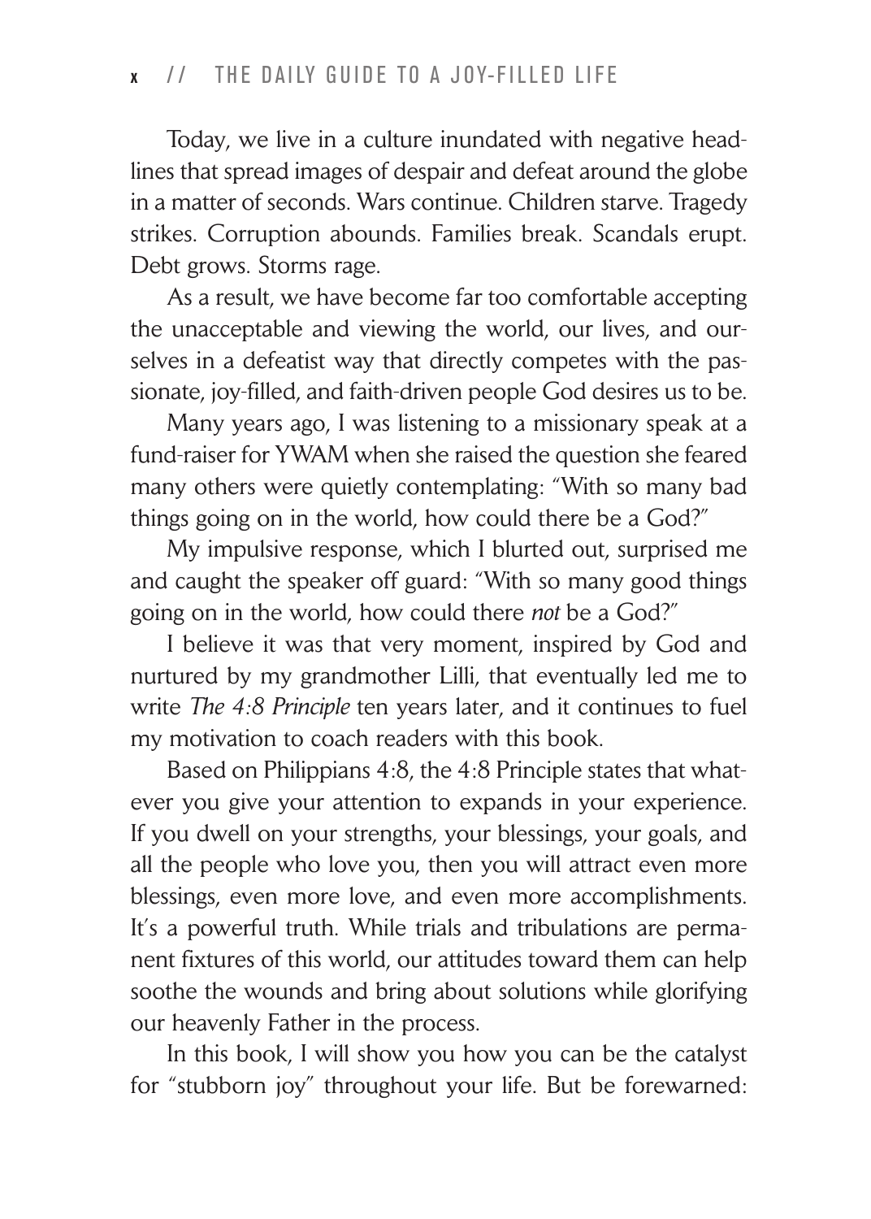Today, we live in a culture inundated with negative headlines that spread images of despair and defeat around the globe in a matter of seconds. Wars continue. Children starve. Tragedy strikes. Corruption abounds. Families break. Scandals erupt. Debt grows. Storms rage.

As a result, we have become far too comfortable accepting the unacceptable and viewing the world, our lives, and ourselves in a defeatist way that directly competes with the passionate, joy-filled, and faith-driven people God desires us to be.

Many years ago, I was listening to a missionary speak at a fund-raiser for YWAM when she raised the question she feared many others were quietly contemplating: "With so many bad things going on in the world, how could there be a God?"

My impulsive response, which I blurted out, surprised me and caught the speaker off guard: "With so many good things going on in the world, how could there *not* be a God?"

I believe it was that very moment, inspired by God and nurtured by my grandmother Lilli, that eventually led me to write *The 4:8 Principle* ten years later, and it continues to fuel my motivation to coach readers with this book.

Based on Philippians 4:8, the 4:8 Principle states that whatever you give your attention to expands in your experience. If you dwell on your strengths, your blessings, your goals, and all the people who love you, then you will attract even more blessings, even more love, and even more accomplishments. It's a powerful truth. While trials and tribulations are permanent fixtures of this world, our attitudes toward them can help soothe the wounds and bring about solutions while glorifying our heavenly Father in the process.

In this book, I will show you how you can be the catalyst for "stubborn joy" throughout your life. But be forewarned: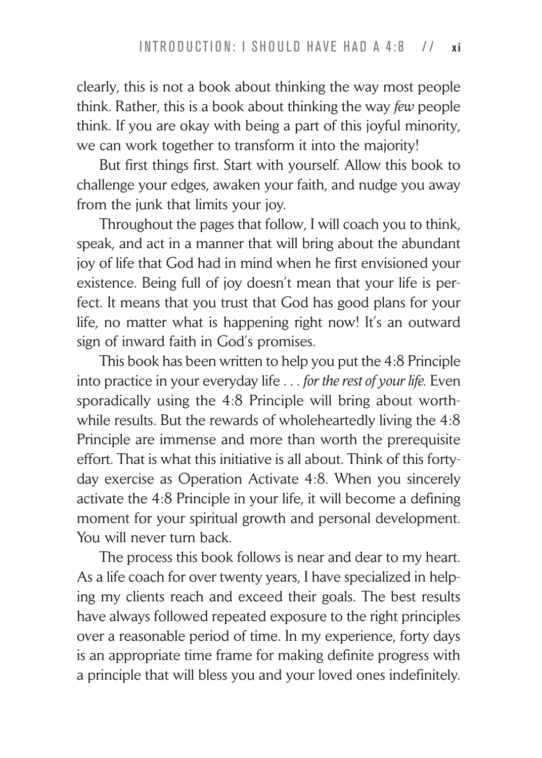clearly, this is not a book about thinking the way most people think. Rather, this is a book about thinking the way *few* people think. If you are okay with being a part of this joyful minority, we can work together to transform it into the majority!

But first things first. Start with yourself. Allow this book to challenge your edges, awaken your faith, and nudge you away from the junk that limits your joy.

Throughout the pages that follow, I will coach you to think, speak, and act in a manner that will bring about the abundant joy of life that God had in mind when he first envisioned your existence. Being full of joy doesn't mean that your life is perfect. It means that you trust that God has good plans for your life, no matter what is happening right now! It's an outward sign of inward faith in God's promises.

This book has been written to help you put the 4:8 Principle into practice in your everyday life . . . *for the rest of your life.* Even sporadically using the 4:8 Principle will bring about worthwhile results. But the rewards of wholeheartedly living the 4:8 Principle are immense and more than worth the prerequisite effort. That is what this initiative is all about. Think of this forty-day exercise as Operation Activate 4:8. When you sincerely activate the 4:8 Principle in your life, it will become a defining moment for your spiritual growth and personal development. You will never turn back.

The process this book follows is near and dear to my heart. As a life coach for over twenty years, I have specialized in helping my clients reach and exceed their goals. The best results have always followed repeated exposure to the right principles over a reasonable period of time. In my experience, forty days is an appropriate time frame for making definite progress with a principle that will bless you and your loved ones indefinitely.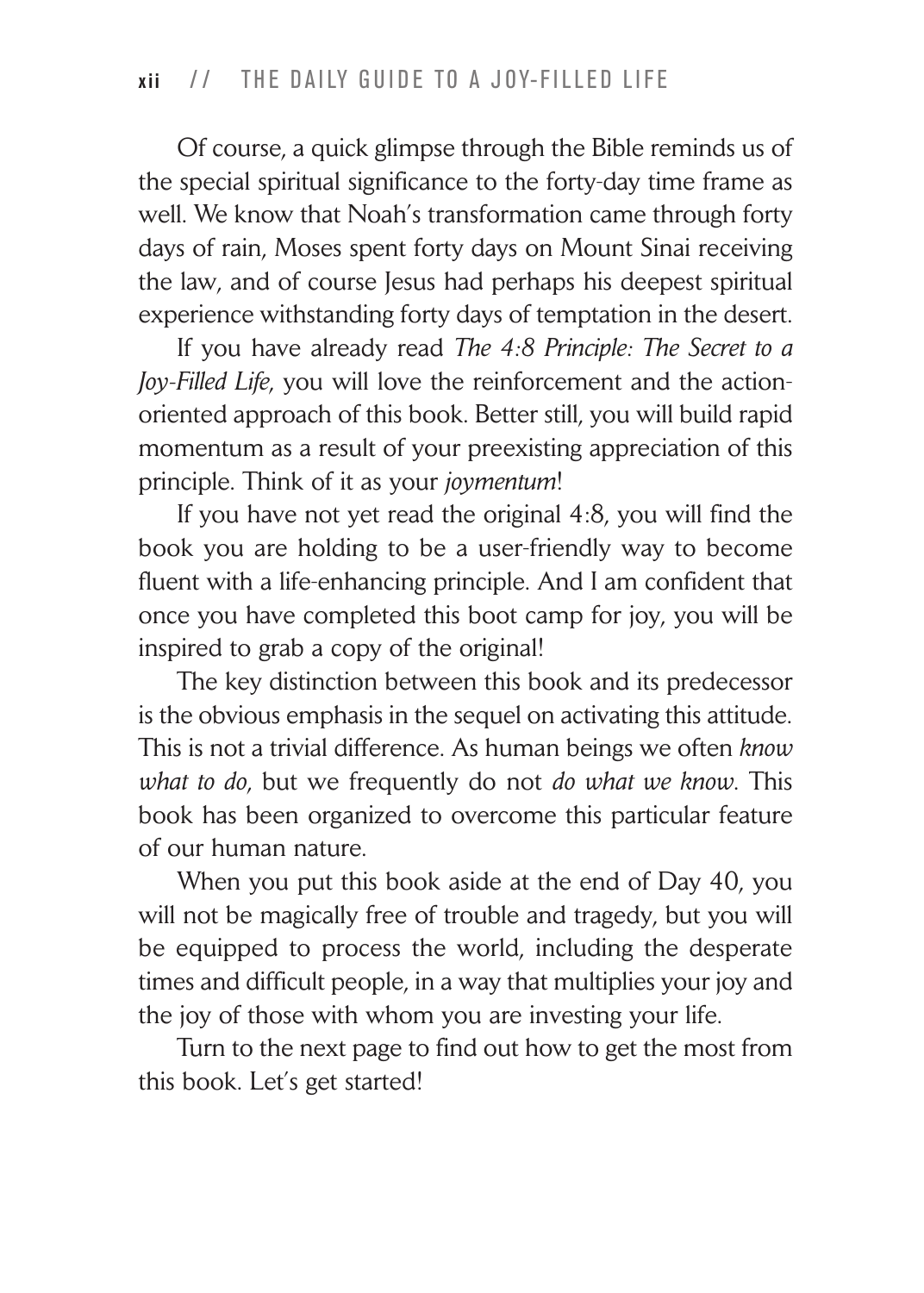Of course, a quick glimpse through the Bible reminds us of the special spiritual significance to the forty-day time frame as well. We know that Noah's transformation came through forty days of rain, Moses spent forty days on Mount Sinai receiving the law, and of course Jesus had perhaps his deepest spiritual experience withstanding forty days of temptation in the desert.

If you have already read *The 4:8 Principle: The Secret to a Joy-Filled Life*, you will love the reinforcement and the action-oriented approach of this book. Better still, you will build rapid momentum as a result of your preexisting appreciation of this principle. Think of it as your *joymentum*!

If you have not yet read the original 4:8, you will find the book you are holding to be a user-friendly way to become fluent with a life-enhancing principle. And I am confident that once you have completed this boot camp for joy, you will be inspired to grab a copy of the original!

The key distinction between this book and its predecessor is the obvious emphasis in the sequel on activating this attitude. This is not a trivial difference. As human beings we often *know what to do*, but we frequently do not *do what we know*. This book has been organized to overcome this particular feature of our human nature.

When you put this book aside at the end of Day 40, you will not be magically free of trouble and tragedy, but you will be equipped to process the world, including the desperate times and difficult people, in a way that multiplies your joy and the joy of those with whom you are investing your life.

Turn to the next page to find out how to get the most from this book. Let's get started!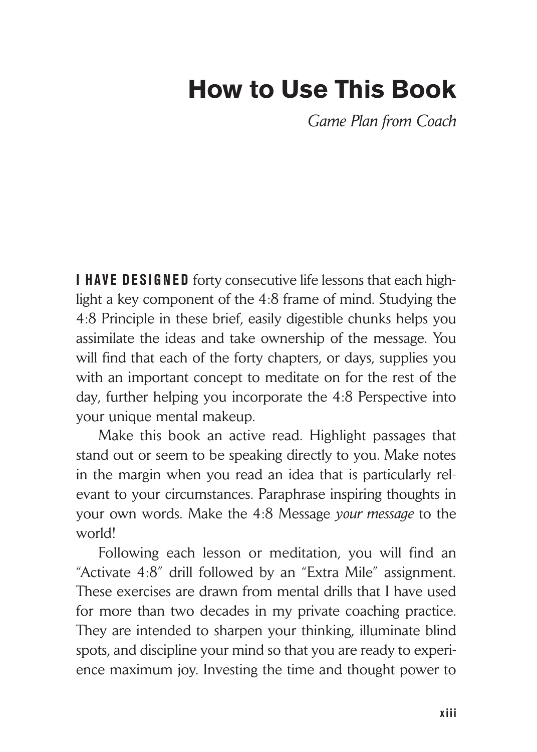# How to Use This Book

*Game Plan from Coach*

**I HAVE DESIGNED** forty consecutive life lessons that each highlight a key component of the 4:8 frame of mind. Studying the 4:8 Principle in these brief, easily digestible chunks helps you assimilate the ideas and take ownership of the message. You will find that each of the forty chapters, or days, supplies you with an important concept to meditate on for the rest of the day, further helping you incorporate the 4:8 Perspective into your unique mental makeup.

Make this book an active read. Highlight passages that stand out or seem to be speaking directly to you. Make notes in the margin when you read an idea that is particularly relevant to your circumstances. Paraphrase inspiring thoughts in your own words. Make the 4:8 Message *your message* to the world!

Following each lesson or meditation, you will find an "Activate 4:8" drill followed by an "Extra Mile" assignment. These exercises are drawn from mental drills that I have used for more than two decades in my private coaching practice. They are intended to sharpen your thinking, illuminate blind spots, and discipline your mind so that you are ready to experience maximum joy. Investing the time and thought power to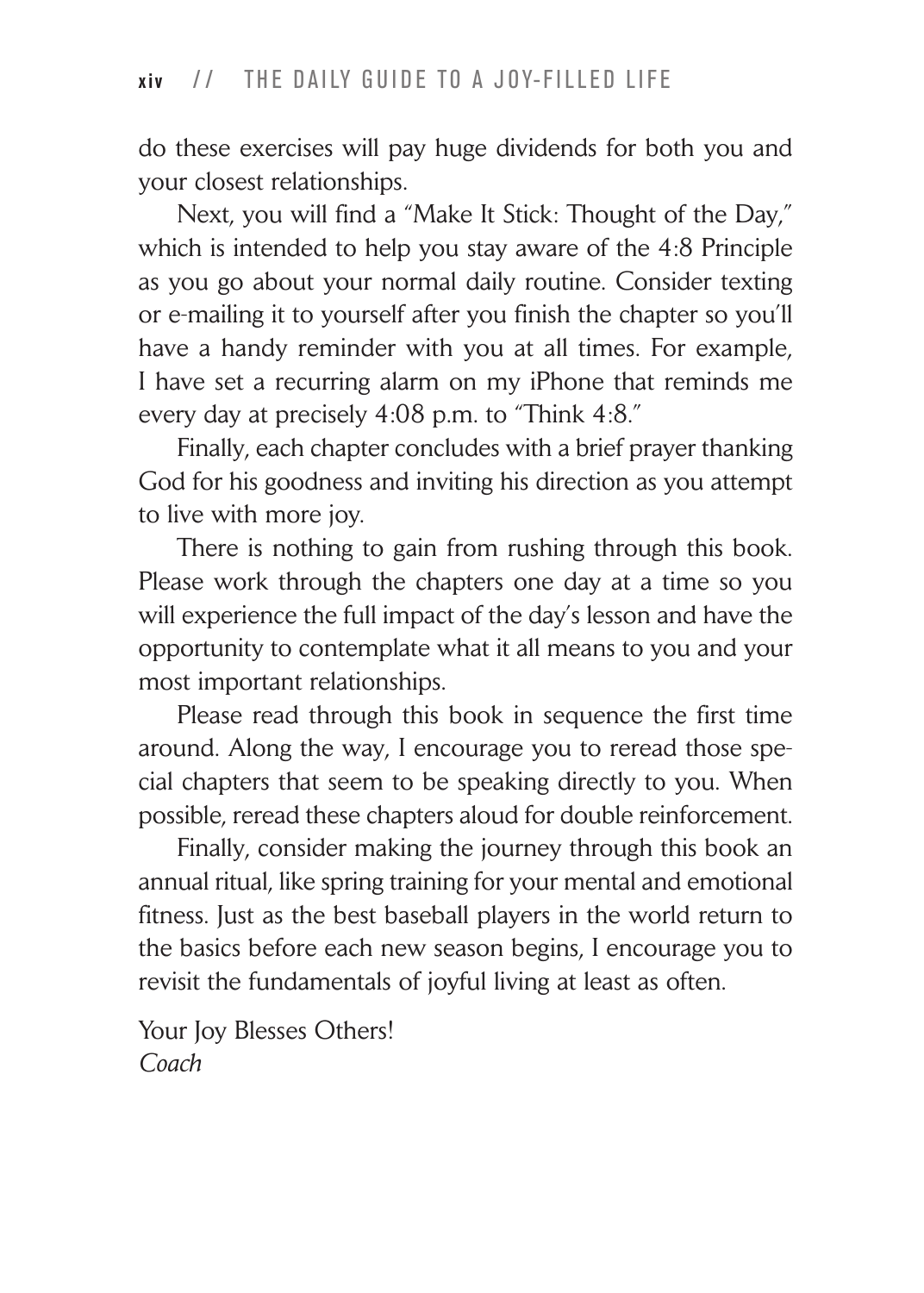do these exercises will pay huge dividends for both you and your closest relationships.

Next, you will find a "Make It Stick: Thought of the Day," which is intended to help you stay aware of the 4:8 Principle as you go about your normal daily routine. Consider texting or e-mailing it to yourself after you finish the chapter so you'll have a handy reminder with you at all times. For example, I have set a recurring alarm on my iPhone that reminds me every day at precisely 4:08 p.m. to "Think 4:8."

Finally, each chapter concludes with a brief prayer thanking God for his goodness and inviting his direction as you attempt to live with more joy.

There is nothing to gain from rushing through this book. Please work through the chapters one day at a time so you will experience the full impact of the day's lesson and have the opportunity to contemplate what it all means to you and your most important relationships.

Please read through this book in sequence the first time around. Along the way, I encourage you to reread those special chapters that seem to be speaking directly to you. When possible, reread these chapters aloud for double reinforcement.

Finally, consider making the journey through this book an annual ritual, like spring training for your mental and emotional fitness. Just as the best baseball players in the world return to the basics before each new season begins, I encourage you to revisit the fundamentals of joyful living at least as often.

Your Joy Blesses Others!
*Coach*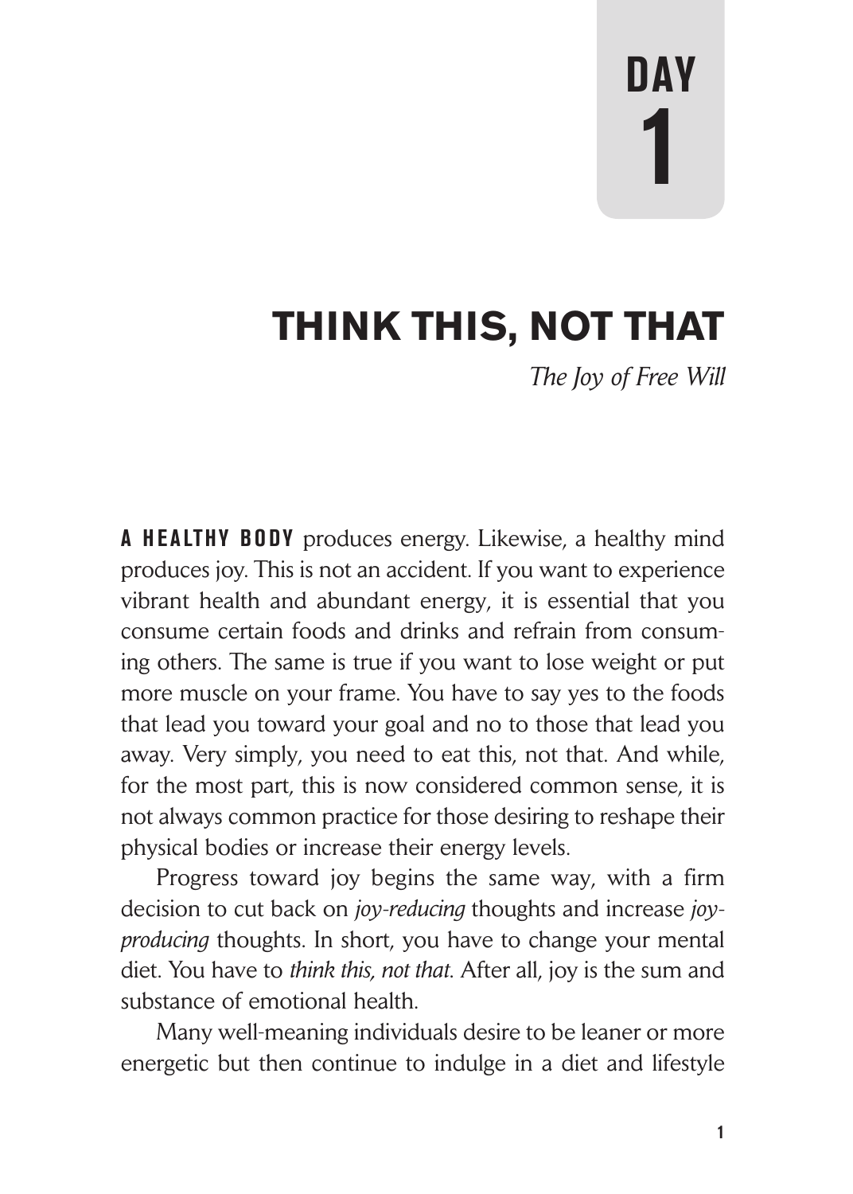# DAY 1

## THINK THIS, NOT THAT

*The Joy of Free Will*

**A HEALTHY BODY** produces energy. Likewise, a healthy mind produces joy. This is not an accident. If you want to experience vibrant health and abundant energy, it is essential that you consume certain foods and drinks and refrain from consuming others. The same is true if you want to lose weight or put more muscle on your frame. You have to say yes to the foods that lead you toward your goal and no to those that lead you away. Very simply, you need to eat this, not that. And while, for the most part, this is now considered common sense, it is not always common practice for those desiring to reshape their physical bodies or increase their energy levels.

Progress toward joy begins the same way, with a firm decision to cut back on *joy-reducing* thoughts and increase *joy-producing* thoughts. In short, you have to change your mental diet. You have to *think this, not that.* After all, joy is the sum and substance of emotional health.

Many well-meaning individuals desire to be leaner or more energetic but then continue to indulge in a diet and lifestyle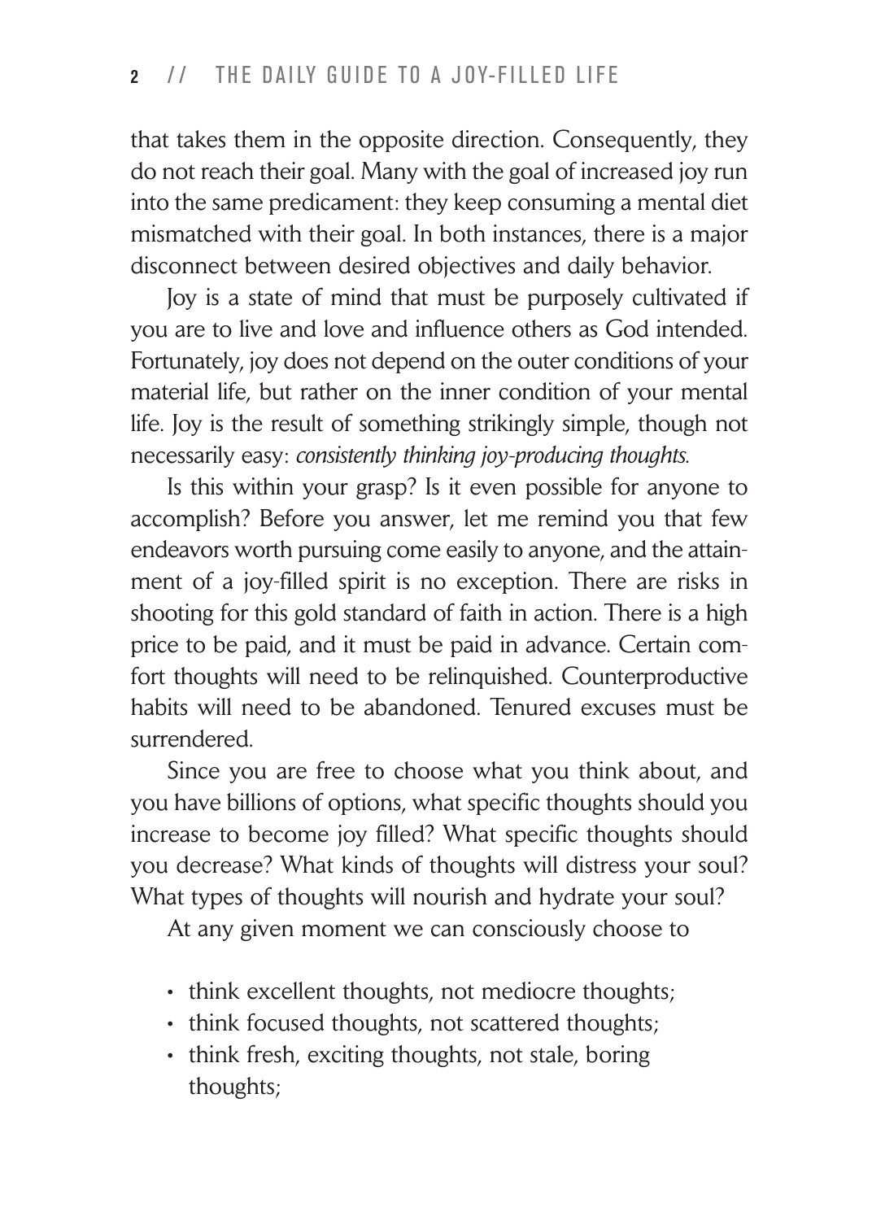that takes them in the opposite direction. Consequently, they do not reach their goal. Many with the goal of increased joy run into the same predicament: they keep consuming a mental diet mismatched with their goal. In both instances, there is a major disconnect between desired objectives and daily behavior.

Joy is a state of mind that must be purposely cultivated if you are to live and love and influence others as God intended. Fortunately, joy does not depend on the outer conditions of your material life, but rather on the inner condition of your mental life. Joy is the result of something strikingly simple, though not necessarily easy: *consistently thinking joy-producing thoughts*.

Is this within your grasp? Is it even possible for anyone to accomplish? Before you answer, let me remind you that few endeavors worth pursuing come easily to anyone, and the attainment of a joy-filled spirit is no exception. There are risks in shooting for this gold standard of faith in action. There is a high price to be paid, and it must be paid in advance. Certain comfort thoughts will need to be relinquished. Counterproductive habits will need to be abandoned. Tenured excuses must be surrendered.

Since you are free to choose what you think about, and you have billions of options, what specific thoughts should you increase to become joy filled? What specific thoughts should you decrease? What kinds of thoughts will distress your soul? What types of thoughts will nourish and hydrate your soul?

At any given moment we can consciously choose to

- think excellent thoughts, not mediocre thoughts;
- think focused thoughts, not scattered thoughts;
- think fresh, exciting thoughts, not stale, boring thoughts;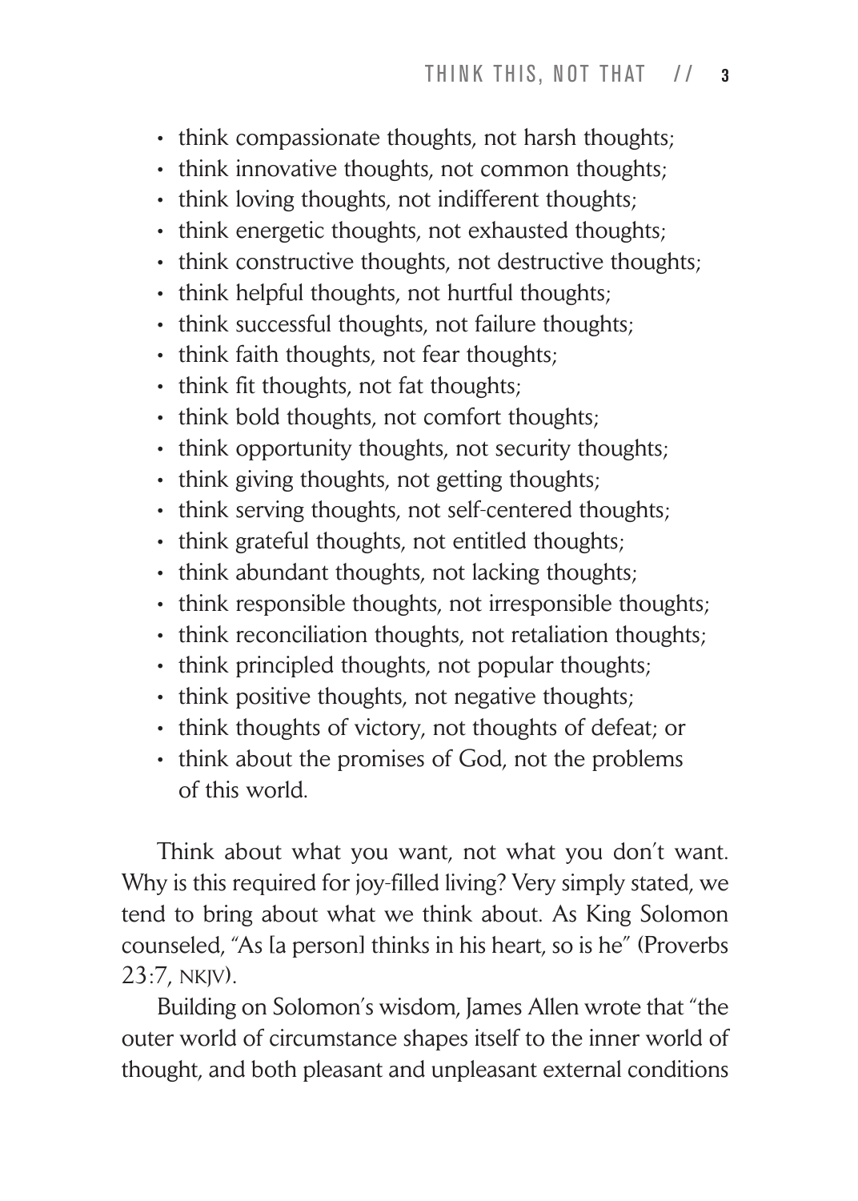- think compassionate thoughts, not harsh thoughts;
- think innovative thoughts, not common thoughts;
- think loving thoughts, not indifferent thoughts;
- think energetic thoughts, not exhausted thoughts;
- think constructive thoughts, not destructive thoughts;
- think helpful thoughts, not hurtful thoughts;
- think successful thoughts, not failure thoughts;
- think faith thoughts, not fear thoughts;
- think fit thoughts, not fat thoughts;
- think bold thoughts, not comfort thoughts;
- think opportunity thoughts, not security thoughts;
- think giving thoughts, not getting thoughts;
- think serving thoughts, not self-centered thoughts;
- think grateful thoughts, not entitled thoughts;
- think abundant thoughts, not lacking thoughts;
- think responsible thoughts, not irresponsible thoughts;
- think reconciliation thoughts, not retaliation thoughts;
- think principled thoughts, not popular thoughts;
- think positive thoughts, not negative thoughts;
- think thoughts of victory, not thoughts of defeat; or
- think about the promises of God, not the problems of this world.

Think about what you want, not what you don't want. Why is this required for joy-filled living? Very simply stated, we tend to bring about what we think about. As King Solomon counseled, "As [a person] thinks in his heart, so is he" (Proverbs 23:7, NKJV).

Building on Solomon's wisdom, James Allen wrote that "the outer world of circumstance shapes itself to the inner world of thought, and both pleasant and unpleasant external conditions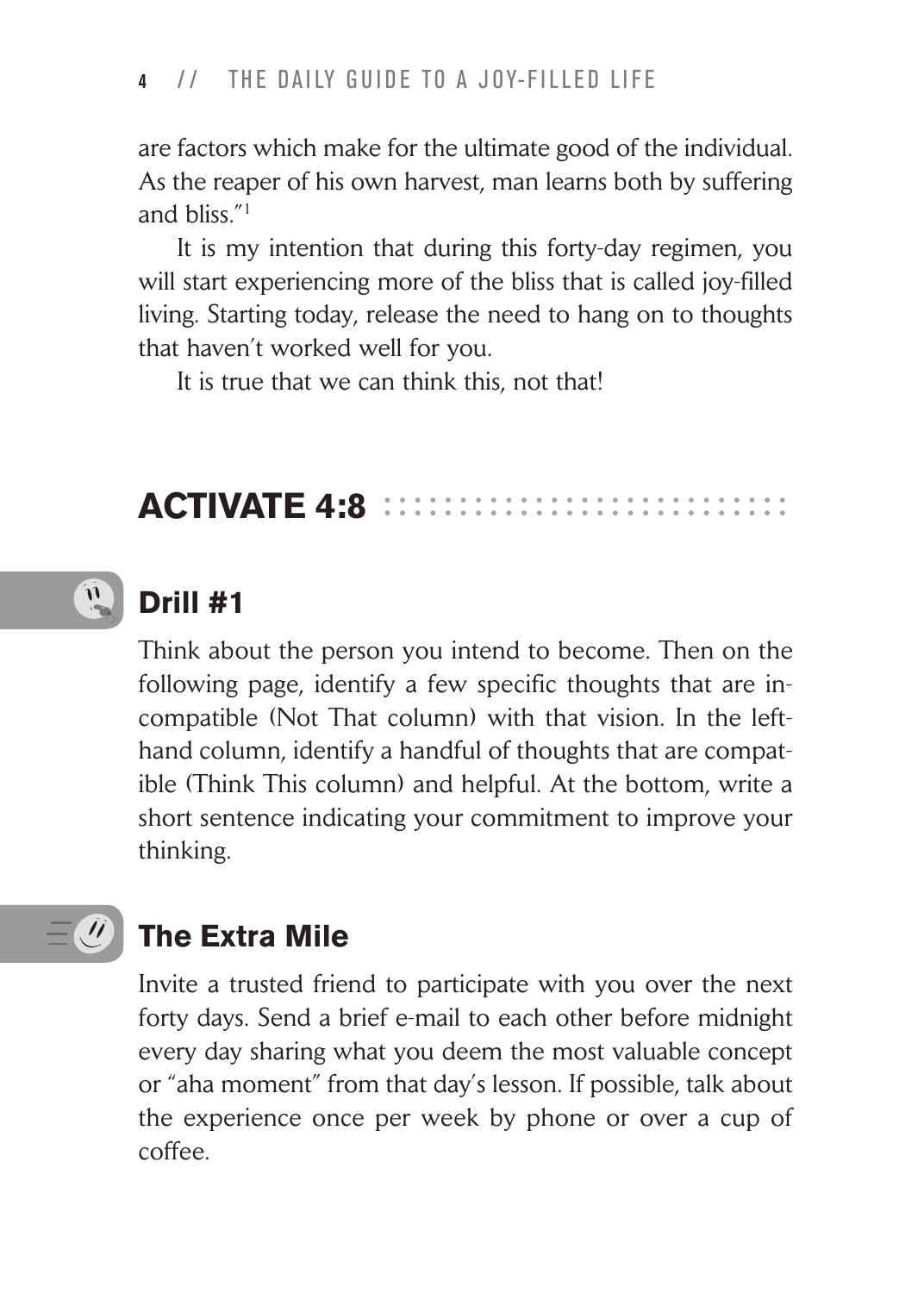are factors which make for the ultimate good of the individual. As the reaper of his own harvest, man learns both by suffering and bliss."[1]

It is my intention that during this forty-day regimen, you will start experiencing more of the bliss that is called joy-filled living. Starting today, release the need to hang on to thoughts that haven't worked well for you.

It is true that we can think this, not that!

## ACTIVATE 4:8

### Drill #1

Think about the person you intend to become. Then on the following page, identify a few specific thoughts that are incompatible (Not That column) with that vision. In the left-hand column, identify a handful of thoughts that are compatible (Think This column) and helpful. At the bottom, write a short sentence indicating your commitment to improve your thinking.

### The Extra Mile

Invite a trusted friend to participate with you over the next forty days. Send a brief e-mail to each other before midnight every day sharing what you deem the most valuable concept or "aha moment" from that day's lesson. If possible, talk about the experience once per week by phone or over a cup of coffee.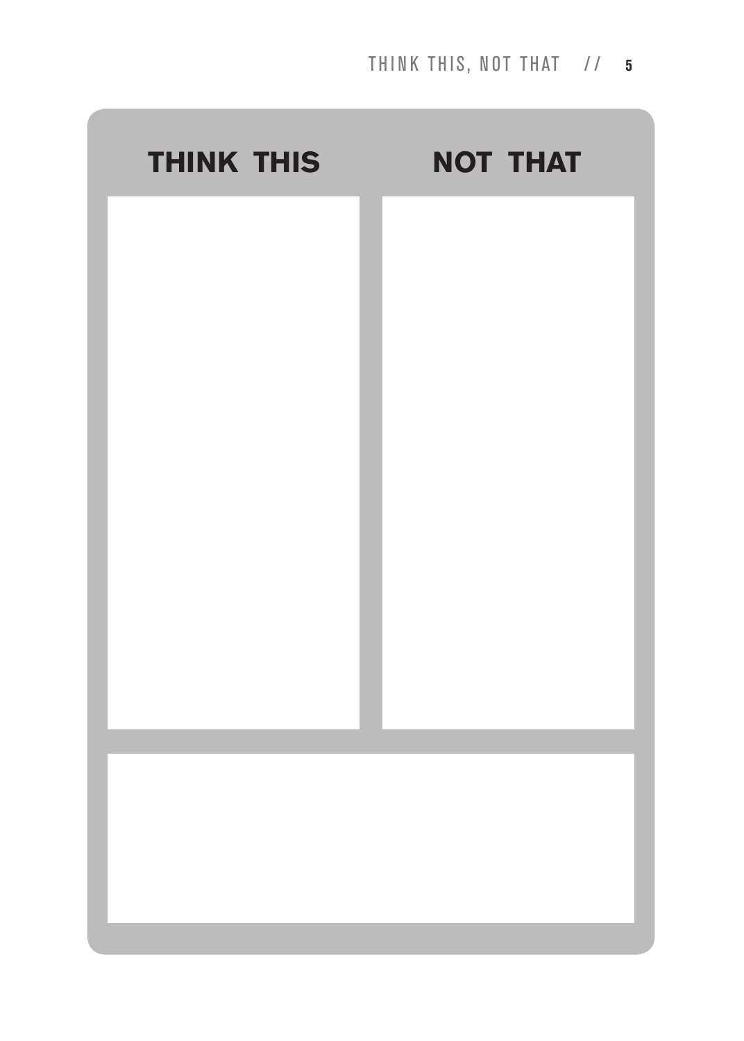| THINK THIS | NOT THAT |
| --- | --- |
| | |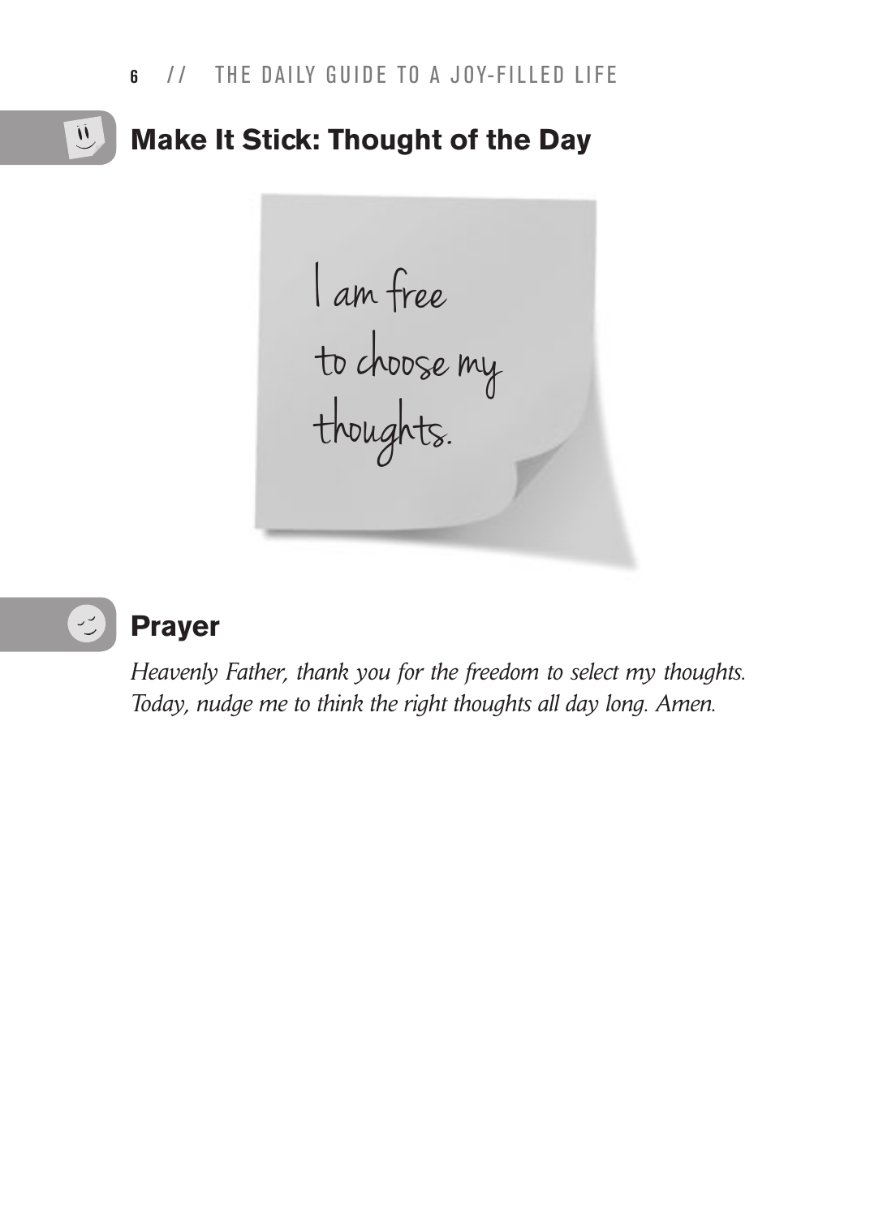## Make It Stick: Thought of the Day

I am free to choose my thoughts.

## Prayer

*Heavenly Father, thank you for the freedom to select my thoughts. Today, nudge me to think the right thoughts all day long. Amen.*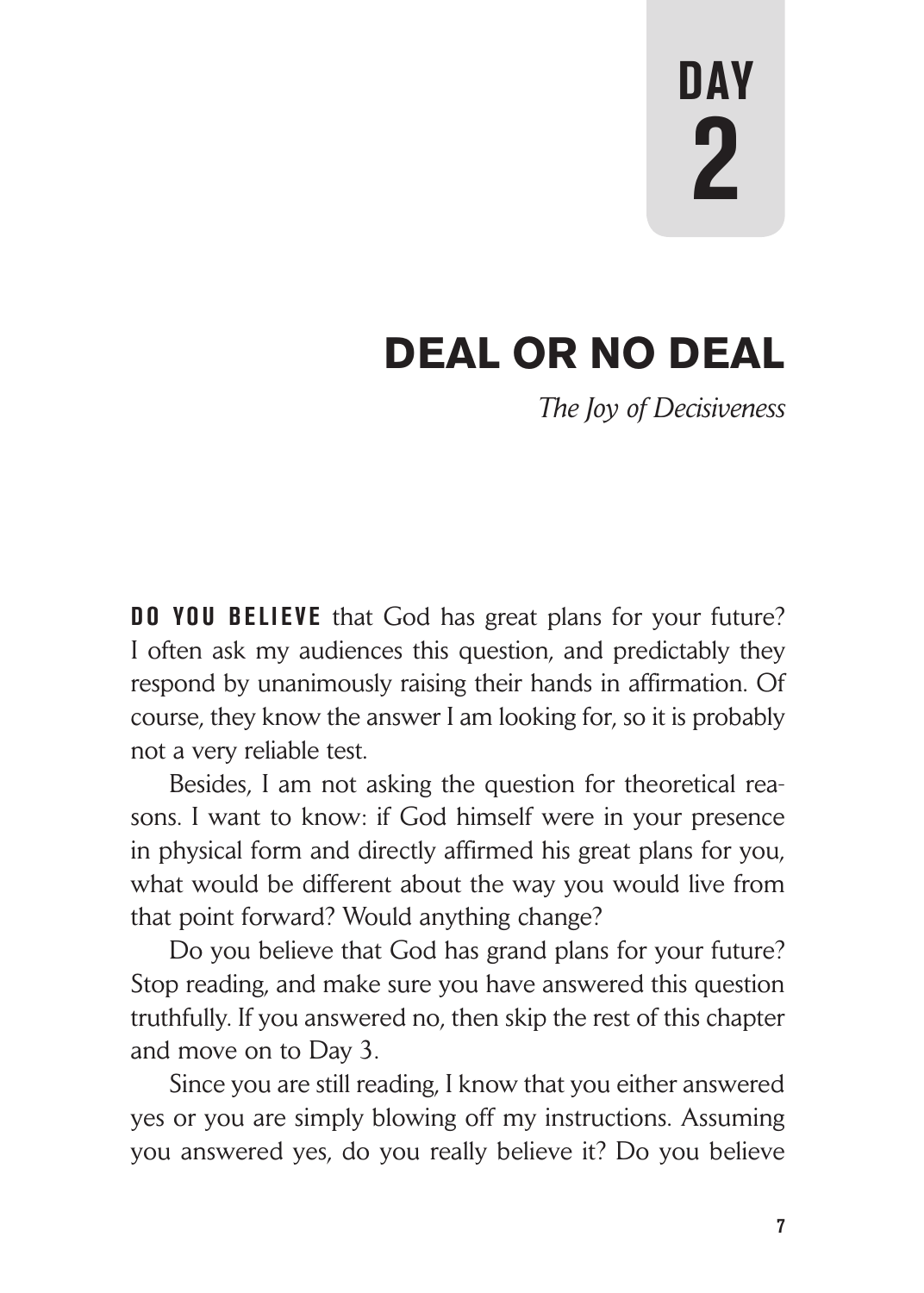# DAY 2

## DEAL OR NO DEAL

*The Joy of Decisiveness*

**DO YOU BELIEVE** that God has great plans for your future? I often ask my audiences this question, and predictably they respond by unanimously raising their hands in affirmation. Of course, they know the answer I am looking for, so it is probably not a very reliable test.

Besides, I am not asking the question for theoretical reasons. I want to know: if God himself were in your presence in physical form and directly affirmed his great plans for you, what would be different about the way you would live from that point forward? Would anything change?

Do you believe that God has grand plans for your future? Stop reading, and make sure you have answered this question truthfully. If you answered no, then skip the rest of this chapter and move on to Day 3.

Since you are still reading, I know that you either answered yes or you are simply blowing off my instructions. Assuming you answered yes, do you really believe it? Do you believe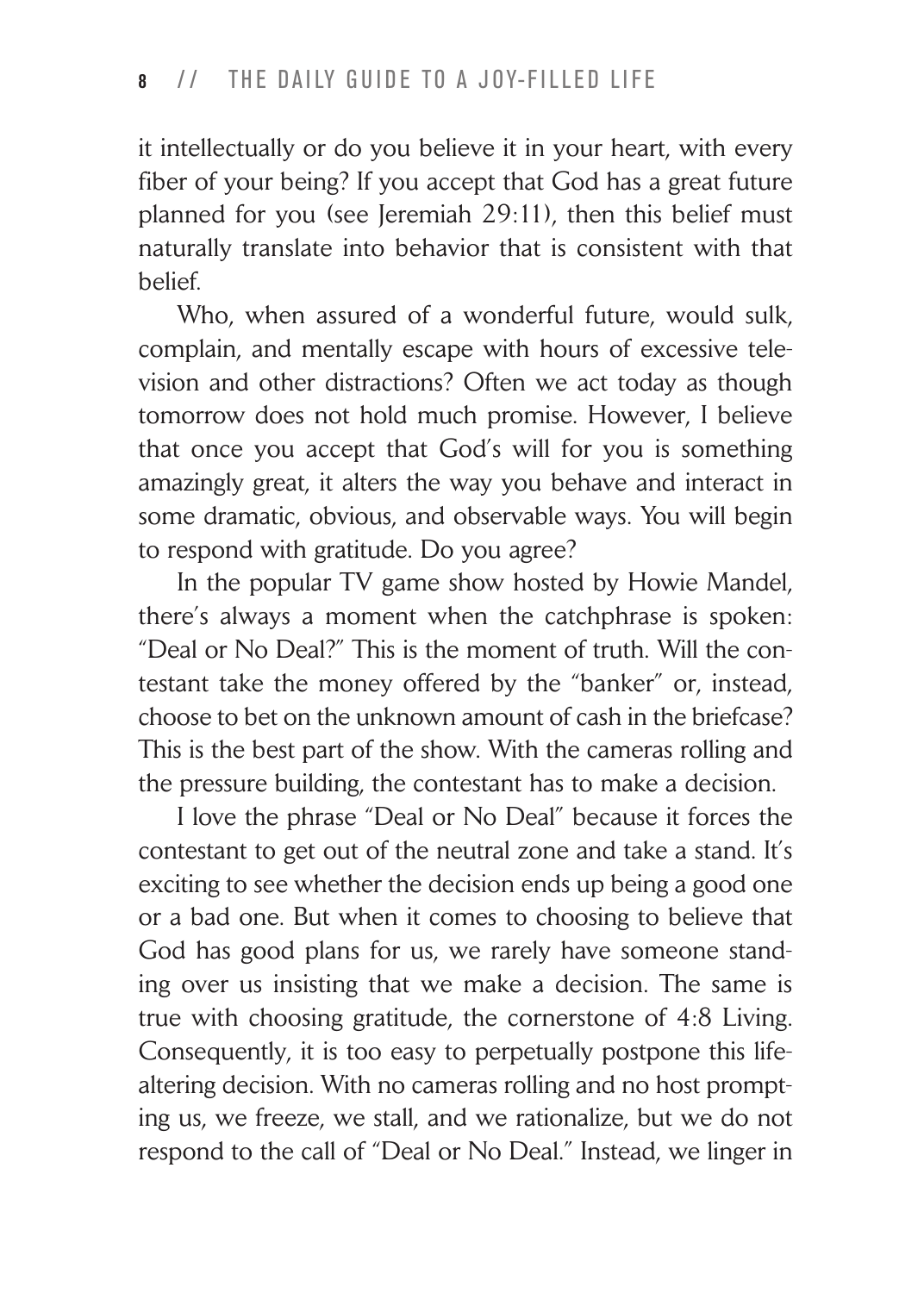it intellectually or do you believe it in your heart, with every fiber of your being? If you accept that God has a great future planned for you (see Jeremiah 29:11), then this belief must naturally translate into behavior that is consistent with that belief.

Who, when assured of a wonderful future, would sulk, complain, and mentally escape with hours of excessive television and other distractions? Often we act today as though tomorrow does not hold much promise. However, I believe that once you accept that God's will for you is something amazingly great, it alters the way you behave and interact in some dramatic, obvious, and observable ways. You will begin to respond with gratitude. Do you agree?

In the popular TV game show hosted by Howie Mandel, there's always a moment when the catchphrase is spoken: "Deal or No Deal?" This is the moment of truth. Will the contestant take the money offered by the "banker" or, instead, choose to bet on the unknown amount of cash in the briefcase? This is the best part of the show. With the cameras rolling and the pressure building, the contestant has to make a decision.

I love the phrase "Deal or No Deal" because it forces the contestant to get out of the neutral zone and take a stand. It's exciting to see whether the decision ends up being a good one or a bad one. But when it comes to choosing to believe that God has good plans for us, we rarely have someone standing over us insisting that we make a decision. The same is true with choosing gratitude, the cornerstone of 4:8 Living. Consequently, it is too easy to perpetually postpone this life-altering decision. With no cameras rolling and no host prompting us, we freeze, we stall, and we rationalize, but we do not respond to the call of "Deal or No Deal." Instead, we linger in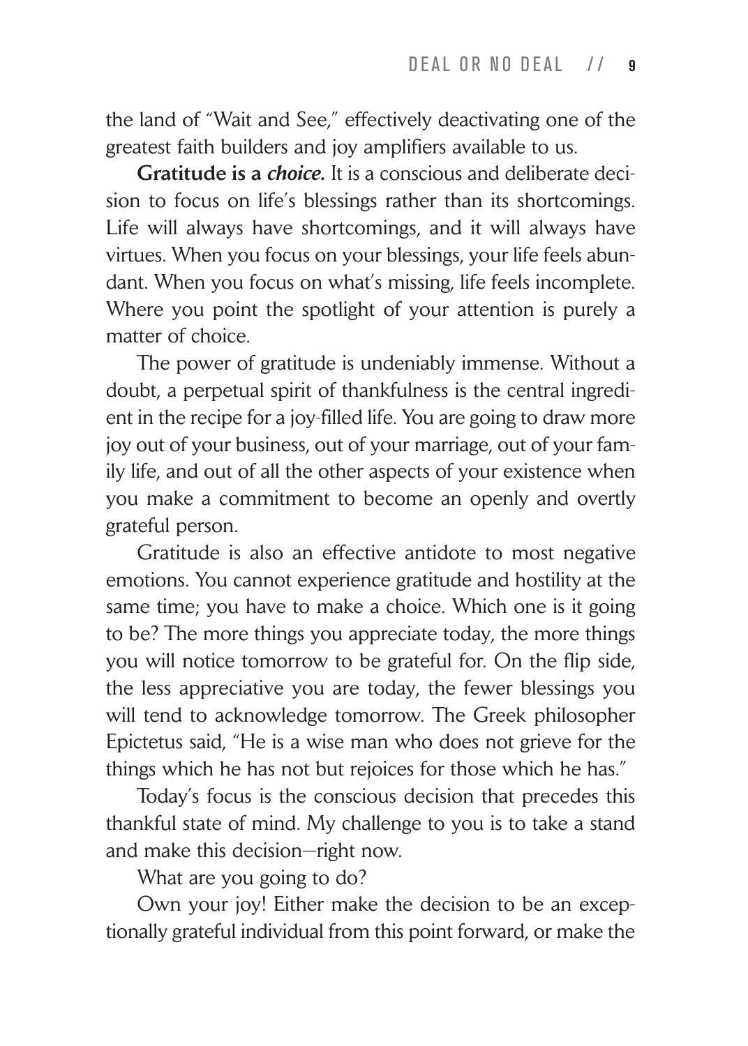the land of "Wait and See," effectively deactivating one of the greatest faith builders and joy amplifiers available to us.

**Gratitude is a *choice*.** It is a conscious and deliberate decision to focus on life's blessings rather than its shortcomings. Life will always have shortcomings, and it will always have virtues. When you focus on your blessings, your life feels abundant. When you focus on what's missing, life feels incomplete. Where you point the spotlight of your attention is purely a matter of choice.

The power of gratitude is undeniably immense. Without a doubt, a perpetual spirit of thankfulness is the central ingredient in the recipe for a joy-filled life. You are going to draw more joy out of your business, out of your marriage, out of your family life, and out of all the other aspects of your existence when you make a commitment to become an openly and overtly grateful person.

Gratitude is also an effective antidote to most negative emotions. You cannot experience gratitude and hostility at the same time; you have to make a choice. Which one is it going to be? The more things you appreciate today, the more things you will notice tomorrow to be grateful for. On the flip side, the less appreciative you are today, the fewer blessings you will tend to acknowledge tomorrow. The Greek philosopher Epictetus said, "He is a wise man who does not grieve for the things which he has not but rejoices for those which he has."

Today's focus is the conscious decision that precedes this thankful state of mind. My challenge to you is to take a stand and make this decision—right now.

What are you going to do?

Own your joy! Either make the decision to be an exceptionally grateful individual from this point forward, or make the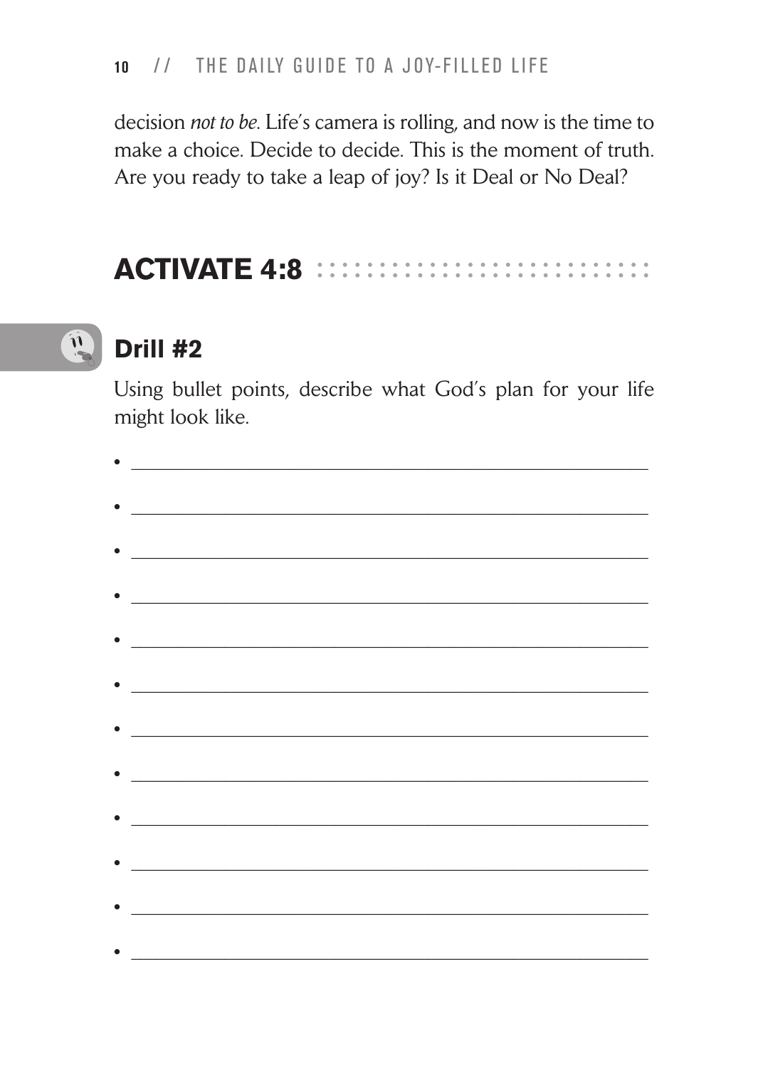decision *not to be*. Life's camera is rolling, and now is the time to make a choice. Decide to decide. This is the moment of truth. Are you ready to take a leap of joy? Is it Deal or No Deal?

## ACTIVATE 4:8

### Drill #2

Using bullet points, describe what God's plan for your life might look like.

- ____________________________________________________
- ____________________________________________________
- ____________________________________________________
- ____________________________________________________
- ____________________________________________________
- ____________________________________________________
- ____________________________________________________
- ____________________________________________________
- ____________________________________________________
- ____________________________________________________
- ____________________________________________________
- ____________________________________________________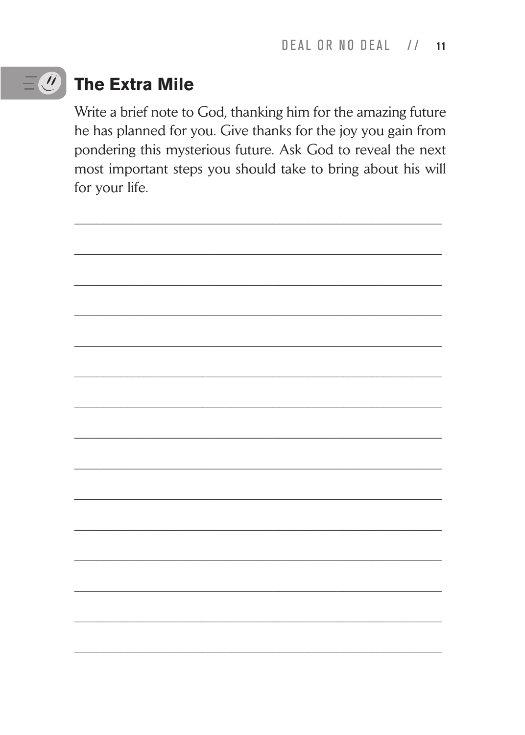## The Extra Mile

Write a brief note to God, thanking him for the amazing future he has planned for you. Give thanks for the joy you gain from pondering this mysterious future. Ask God to reveal the next most important steps you should take to bring about his will for your life.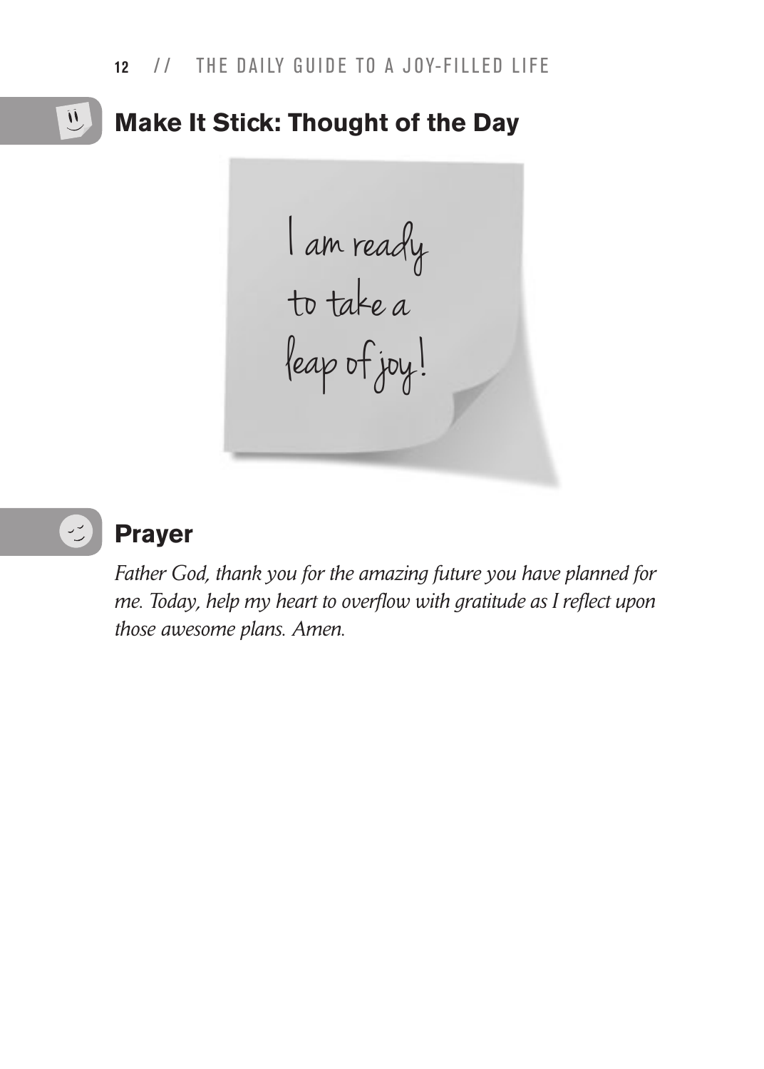## Make It Stick: Thought of the Day

I am ready
to take a
leap of joy!

## Prayer

*Father God, thank you for the amazing future you have planned for me. Today, help my heart to overflow with gratitude as I reflect upon those awesome plans. Amen.*